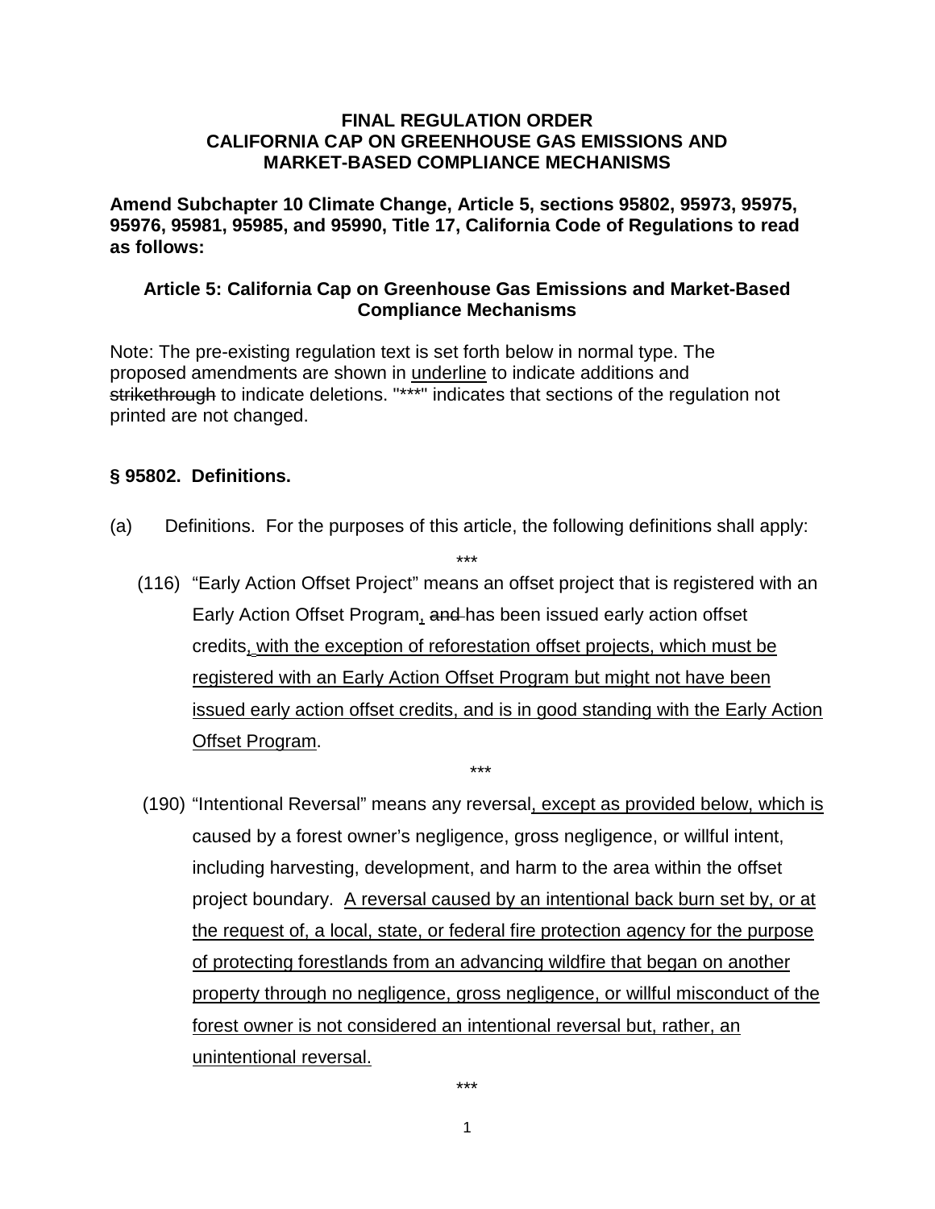**FINAL REGULATION ORDER**
**CALIFORNIA CAP ON GREENHOUSE GAS EMISSIONS AND MARKET-BASED COMPLIANCE MECHANISMS**

**Amend Subchapter 10 Climate Change, Article 5, sections 95802, 95973, 95975, 95976, 95981, 95985, and 95990, Title 17, California Code of Regulations to read as follows:**

**Article 5: California Cap on Greenhouse Gas Emissions and Market-Based Compliance Mechanisms**

Note: The pre-existing regulation text is set forth below in normal type. The proposed amendments are shown in <u>underline</u> to indicate additions and ~~strikethrough~~ to indicate deletions. "***" indicates that sections of the regulation not printed are not changed.

**§ 95802. Definitions.**

(a) Definitions. For the purposes of this article, the following definitions shall apply:

***

(116) "Early Action Offset Project" means an offset project that is registered with an Early Action Offset Program<u>,</u> ~~and~~ has been issued early action offset credits<u>, with the exception of reforestation offset projects, which must be registered with an Early Action Offset Program but might not have been issued early action offset credits, and is in good standing with the Early Action Offset Program</u>.

***

(190) "Intentional Reversal" means any reversal<u>, except as provided below, which is</u> caused by a forest owner's negligence, gross negligence, or willful intent, including harvesting, development, and harm to the area within the offset project boundary. <u>A reversal caused by an intentional back burn set by, or at the request of, a local, state, or federal fire protection agency for the purpose of protecting forestlands from an advancing wildfire that began on another property through no negligence, gross negligence, or willful misconduct of the forest owner is not considered an intentional reversal but, rather, an unintentional reversal.</u>

***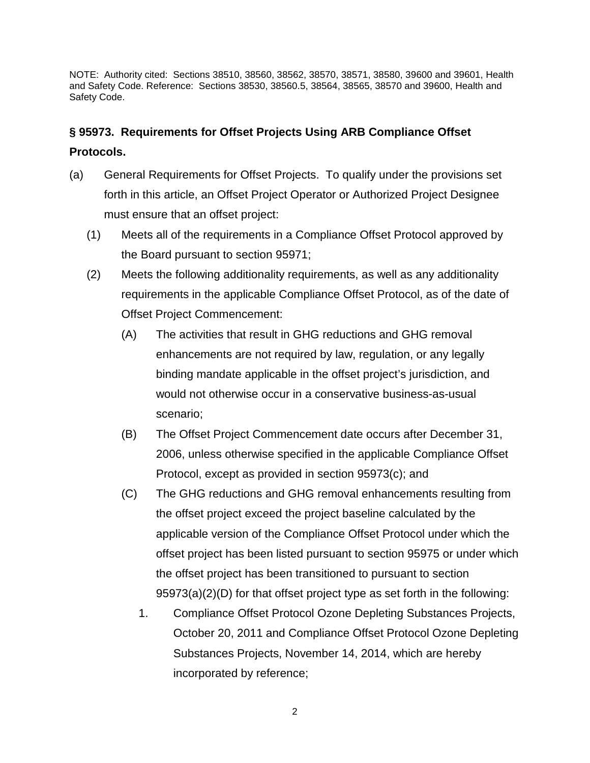NOTE: Authority cited: Sections 38510, 38560, 38562, 38570, 38571, 38580, 39600 and 39601, Health and Safety Code. Reference: Sections 38530, 38560.5, 38564, 38565, 38570 and 39600, Health and Safety Code.

## § 95973. Requirements for Offset Projects Using ARB Compliance Offset Protocols.

(a) General Requirements for Offset Projects. To qualify under the provisions set forth in this article, an Offset Project Operator or Authorized Project Designee must ensure that an offset project:

(1) Meets all of the requirements in a Compliance Offset Protocol approved by the Board pursuant to section 95971;

(2) Meets the following additionality requirements, as well as any additionality requirements in the applicable Compliance Offset Protocol, as of the date of Offset Project Commencement:

(A) The activities that result in GHG reductions and GHG removal enhancements are not required by law, regulation, or any legally binding mandate applicable in the offset project's jurisdiction, and would not otherwise occur in a conservative business-as-usual scenario;

(B) The Offset Project Commencement date occurs after December 31, 2006, unless otherwise specified in the applicable Compliance Offset Protocol, except as provided in section 95973(c); and

(C) The GHG reductions and GHG removal enhancements resulting from the offset project exceed the project baseline calculated by the applicable version of the Compliance Offset Protocol under which the offset project has been listed pursuant to section 95975 or under which the offset project has been transitioned to pursuant to section 95973(a)(2)(D) for that offset project type as set forth in the following:

1. Compliance Offset Protocol Ozone Depleting Substances Projects, October 20, 2011 and Compliance Offset Protocol Ozone Depleting Substances Projects, November 14, 2014, which are hereby incorporated by reference;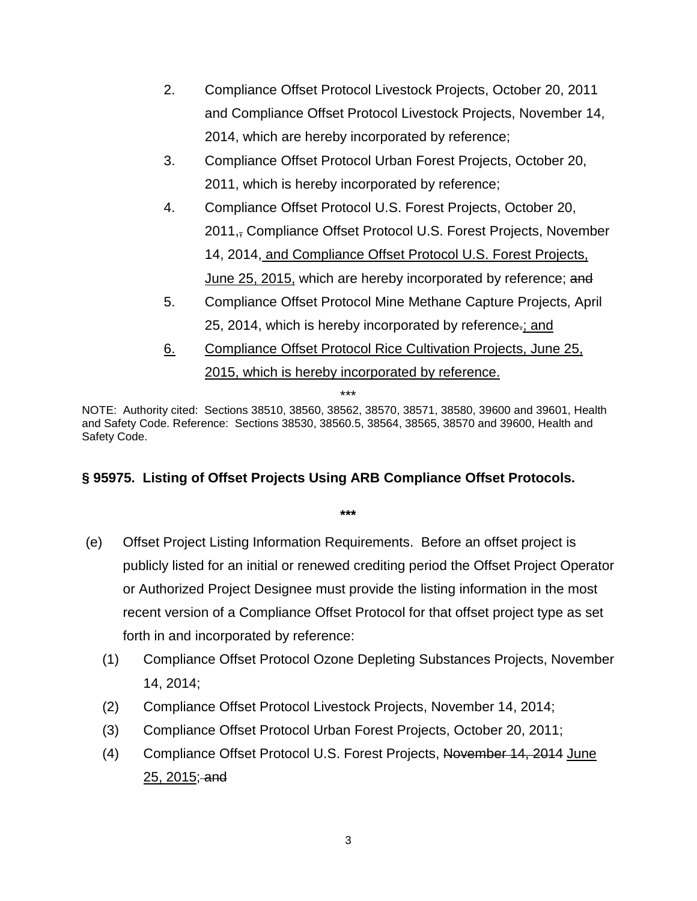2. Compliance Offset Protocol Livestock Projects, October 20, 2011 and Compliance Offset Protocol Livestock Projects, November 14, 2014, which are hereby incorporated by reference;
3. Compliance Offset Protocol Urban Forest Projects, October 20, 2011, which is hereby incorporated by reference;
4. Compliance Offset Protocol U.S. Forest Projects, October 20, 2011,~~,~~ Compliance Offset Protocol U.S. Forest Projects, November 14, 2014, and Compliance Offset Protocol U.S. Forest Projects, June 25, 2015, which are hereby incorporated by reference; ~~and~~
5. Compliance Offset Protocol Mine Methane Capture Projects, April 25, 2014, which is hereby incorporated by reference~~.~~; and
6. Compliance Offset Protocol Rice Cultivation Projects, June 25, 2015, which is hereby incorporated by reference.

\*\*\*

NOTE: Authority cited: Sections 38510, 38560, 38562, 38570, 38571, 38580, 39600 and 39601, Health and Safety Code. Reference: Sections 38530, 38560.5, 38564, 38565, 38570 and 39600, Health and Safety Code.

**§ 95975. Listing of Offset Projects Using ARB Compliance Offset Protocols.**

**\*\*\***

(e) Offset Project Listing Information Requirements. Before an offset project is publicly listed for an initial or renewed crediting period the Offset Project Operator or Authorized Project Designee must provide the listing information in the most recent version of a Compliance Offset Protocol for that offset project type as set forth in and incorporated by reference:

(1) Compliance Offset Protocol Ozone Depleting Substances Projects, November 14, 2014;

(2) Compliance Offset Protocol Livestock Projects, November 14, 2014;

(3) Compliance Offset Protocol Urban Forest Projects, October 20, 2011;

(4) Compliance Offset Protocol U.S. Forest Projects, ~~November 14, 2014~~ June 25, 2015; ~~and~~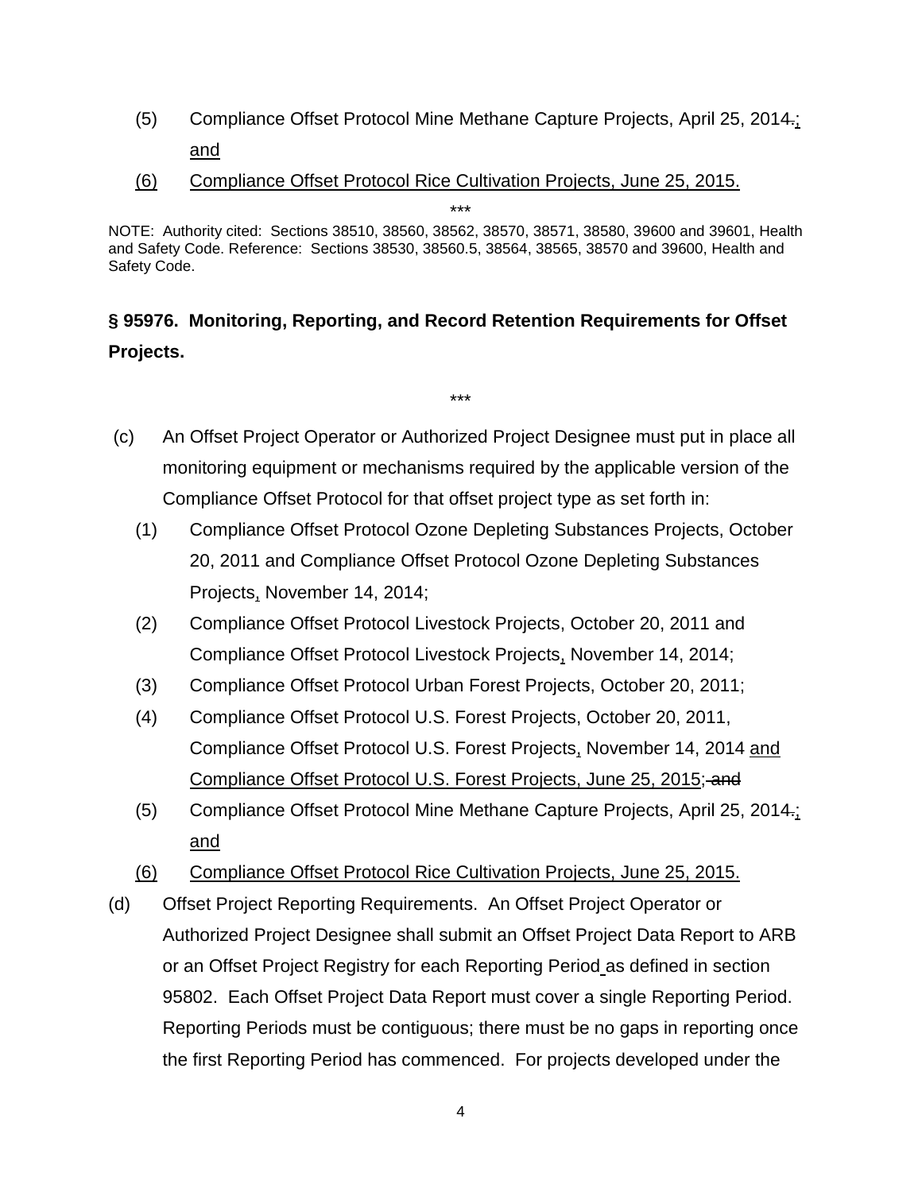(5) Compliance Offset Protocol Mine Methane Capture Projects, April 25, 2014.; and

(6) Compliance Offset Protocol Rice Cultivation Projects, June 25, 2015.

***

NOTE: Authority cited: Sections 38510, 38560, 38562, 38570, 38571, 38580, 39600 and 39601, Health and Safety Code. Reference: Sections 38530, 38560.5, 38564, 38565, 38570 and 39600, Health and Safety Code.

**§ 95976. Monitoring, Reporting, and Record Retention Requirements for Offset Projects.**

***

(c) An Offset Project Operator or Authorized Project Designee must put in place all monitoring equipment or mechanisms required by the applicable version of the Compliance Offset Protocol for that offset project type as set forth in:

(1) Compliance Offset Protocol Ozone Depleting Substances Projects, October 20, 2011 and Compliance Offset Protocol Ozone Depleting Substances Projects, November 14, 2014;

(2) Compliance Offset Protocol Livestock Projects, October 20, 2011 and Compliance Offset Protocol Livestock Projects, November 14, 2014;

(3) Compliance Offset Protocol Urban Forest Projects, October 20, 2011;

(4) Compliance Offset Protocol U.S. Forest Projects, October 20, 2011, Compliance Offset Protocol U.S. Forest Projects, November 14, 2014 and Compliance Offset Protocol U.S. Forest Projects, June 25, 2015; and

(5) Compliance Offset Protocol Mine Methane Capture Projects, April 25, 2014.; and

(6) Compliance Offset Protocol Rice Cultivation Projects, June 25, 2015.

(d) Offset Project Reporting Requirements. An Offset Project Operator or Authorized Project Designee shall submit an Offset Project Data Report to ARB or an Offset Project Registry for each Reporting Period as defined in section 95802. Each Offset Project Data Report must cover a single Reporting Period. Reporting Periods must be contiguous; there must be no gaps in reporting once the first Reporting Period has commenced. For projects developed under the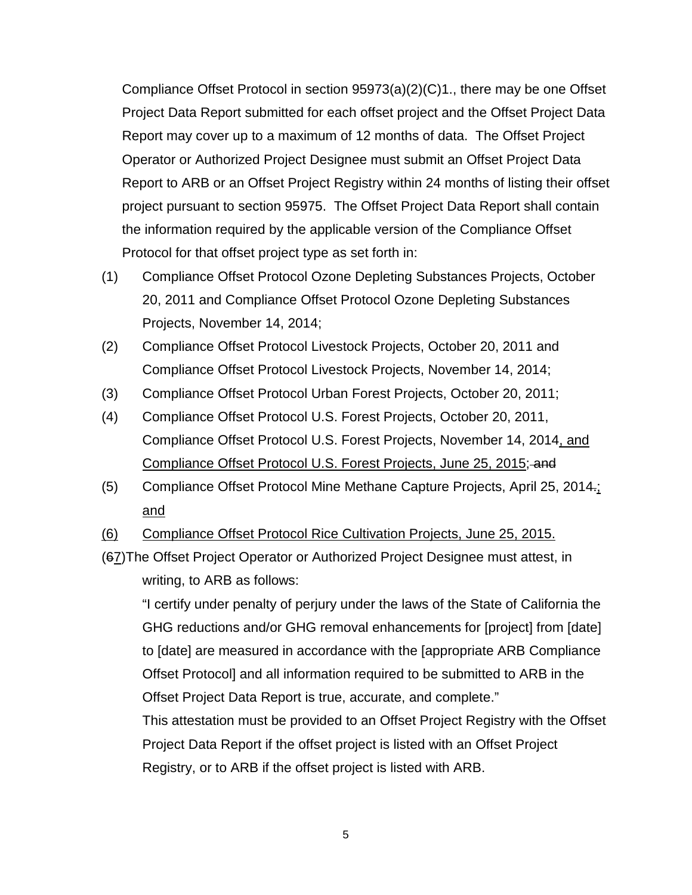Compliance Offset Protocol in section 95973(a)(2)(C)1., there may be one Offset Project Data Report submitted for each offset project and the Offset Project Data Report may cover up to a maximum of 12 months of data. The Offset Project Operator or Authorized Project Designee must submit an Offset Project Data Report to ARB or an Offset Project Registry within 24 months of listing their offset project pursuant to section 95975. The Offset Project Data Report shall contain the information required by the applicable version of the Compliance Offset Protocol for that offset project type as set forth in:

(1) Compliance Offset Protocol Ozone Depleting Substances Projects, October 20, 2011 and Compliance Offset Protocol Ozone Depleting Substances Projects, November 14, 2014;

(2) Compliance Offset Protocol Livestock Projects, October 20, 2011 and Compliance Offset Protocol Livestock Projects, November 14, 2014;

(3) Compliance Offset Protocol Urban Forest Projects, October 20, 2011;

(4) Compliance Offset Protocol U.S. Forest Projects, October 20, 2011, Compliance Offset Protocol U.S. Forest Projects, November 14, 2014<u>, and Compliance Offset Protocol U.S. Forest Projects, June 25, 2015</u>; ~~and~~

(5) Compliance Offset Protocol Mine Methane Capture Projects, April 25, 2014~~.~~<u>; and</u>

<u>(6) Compliance Offset Protocol Rice Cultivation Projects, June 25, 2015.</u>

(~~6~~<u>7</u>) The Offset Project Operator or Authorized Project Designee must attest, in writing, to ARB as follows:

"I certify under penalty of perjury under the laws of the State of California the GHG reductions and/or GHG removal enhancements for [project] from [date] to [date] are measured in accordance with the [appropriate ARB Compliance Offset Protocol] and all information required to be submitted to ARB in the Offset Project Data Report is true, accurate, and complete."

This attestation must be provided to an Offset Project Registry with the Offset Project Data Report if the offset project is listed with an Offset Project Registry, or to ARB if the offset project is listed with ARB.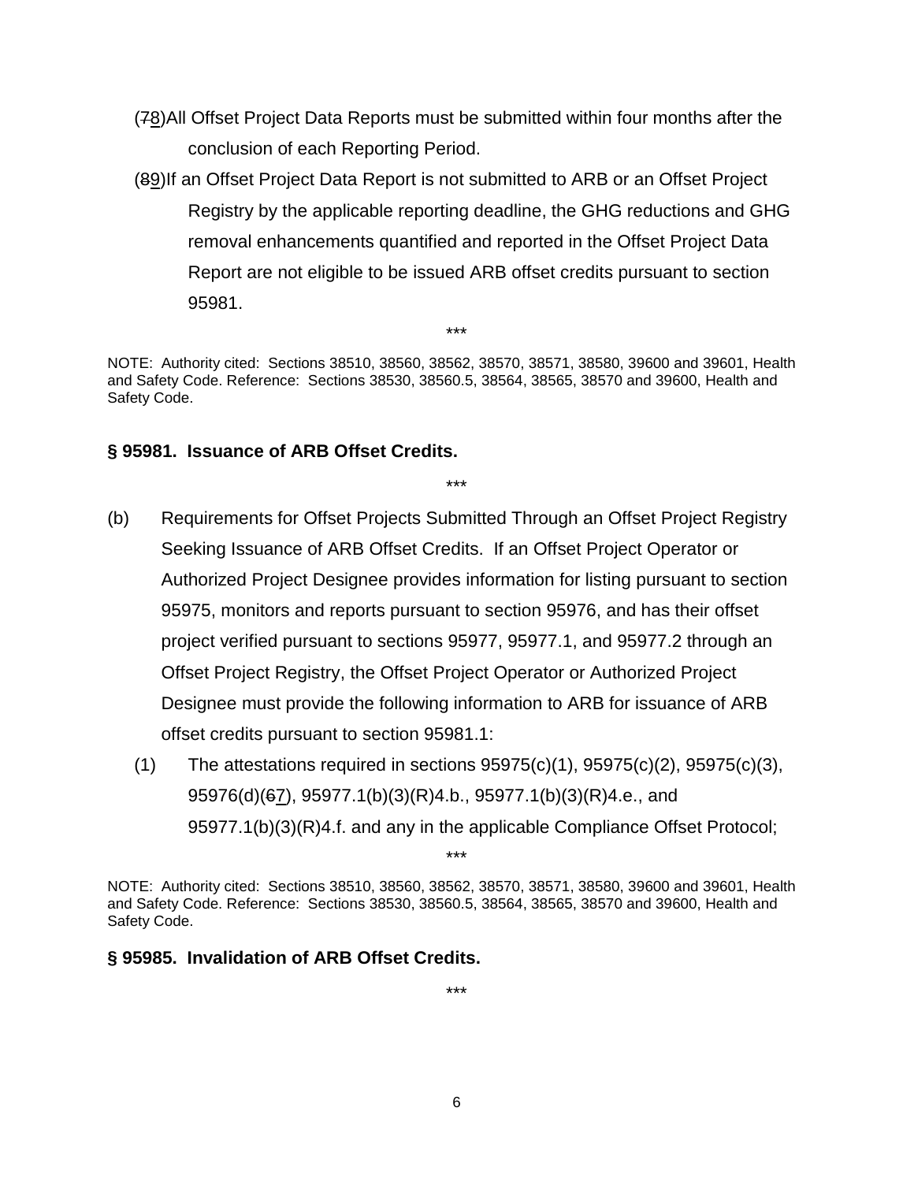(~~7~~8) All Offset Project Data Reports must be submitted within four months after the conclusion of each Reporting Period.

(~~8~~9) If an Offset Project Data Report is not submitted to ARB or an Offset Project Registry by the applicable reporting deadline, the GHG reductions and GHG removal enhancements quantified and reported in the Offset Project Data Report are not eligible to be issued ARB offset credits pursuant to section 95981.

\*\*\*

NOTE: Authority cited: Sections 38510, 38560, 38562, 38570, 38571, 38580, 39600 and 39601, Health and Safety Code. Reference: Sections 38530, 38560.5, 38564, 38565, 38570 and 39600, Health and Safety Code.

**§ 95981. Issuance of ARB Offset Credits.**

\*\*\*

(b) Requirements for Offset Projects Submitted Through an Offset Project Registry Seeking Issuance of ARB Offset Credits. If an Offset Project Operator or Authorized Project Designee provides information for listing pursuant to section 95975, monitors and reports pursuant to section 95976, and has their offset project verified pursuant to sections 95977, 95977.1, and 95977.2 through an Offset Project Registry, the Offset Project Operator or Authorized Project Designee must provide the following information to ARB for issuance of ARB offset credits pursuant to section 95981.1:

(1) The attestations required in sections 95975(c)(1), 95975(c)(2), 95975(c)(3), 95976(d)(~~6~~7), 95977.1(b)(3)(R)4.b., 95977.1(b)(3)(R)4.e., and 95977.1(b)(3)(R)4.f. and any in the applicable Compliance Offset Protocol;

\*\*\*

NOTE: Authority cited: Sections 38510, 38560, 38562, 38570, 38571, 38580, 39600 and 39601, Health and Safety Code. Reference: Sections 38530, 38560.5, 38564, 38565, 38570 and 39600, Health and Safety Code.

**§ 95985. Invalidation of ARB Offset Credits.**

\*\*\*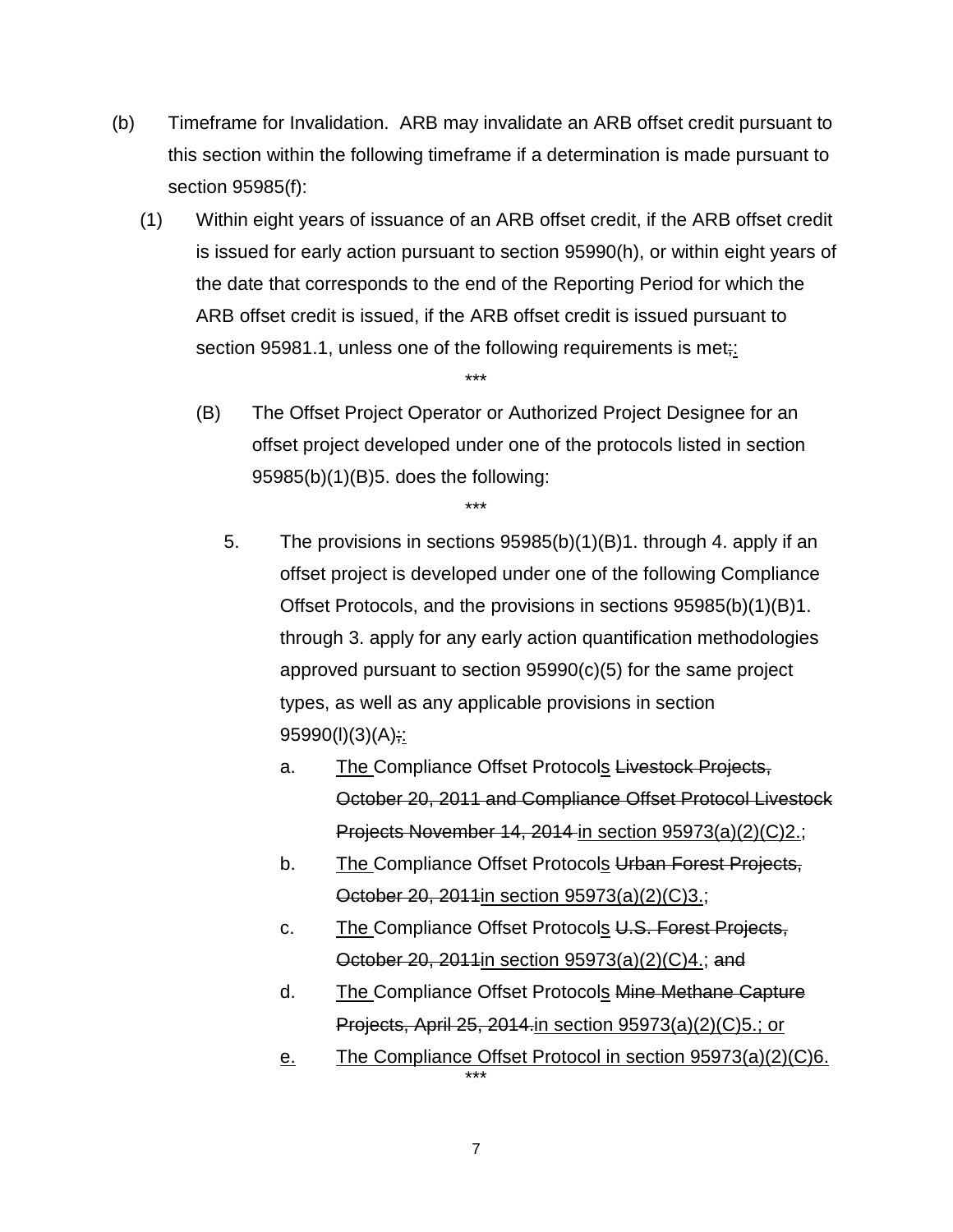(b) Timeframe for Invalidation. ARB may invalidate an ARB offset credit pursuant to this section within the following timeframe if a determination is made pursuant to section 95985(f):

(1) Within eight years of issuance of an ARB offset credit, if the ARB offset credit is issued for early action pursuant to section 95990(h), or within eight years of the date that corresponds to the end of the Reporting Period for which the ARB offset credit is issued, if the ARB offset credit is issued pursuant to section 95981.1, unless one of the following requirements is met~~;~~:

\*\*\*

(B) The Offset Project Operator or Authorized Project Designee for an offset project developed under one of the protocols listed in section 95985(b)(1)(B)5. does the following:

\*\*\*

5. The provisions in sections 95985(b)(1)(B)1. through 4. apply if an offset project is developed under one of the following Compliance Offset Protocols, and the provisions in sections 95985(b)(1)(B)1. through 3. apply for any early action quantification methodologies approved pursuant to section 95990(c)(5) for the same project types, as well as any applicable provisions in section 95990(l)(3)(A)~~;~~:

a. <u>The </u>Compliance Offset Protocol<u>s</u> ~~Livestock Projects, October 20, 2011 and Compliance Offset Protocol Livestock Projects November 14, 2014~~ <u>in section 95973(a)(2)(C)2.</u>;

b. <u>The </u>Compliance Offset Protocol<u>s</u> ~~Urban Forest Projects, October 20, 2011~~<u>in section 95973(a)(2)(C)3.</u>;

c. <u>The </u>Compliance Offset Protocol<u>s</u> ~~U.S. Forest Projects, October 20, 2011~~<u>in section 95973(a)(2)(C)4.</u>; ~~and~~

d. <u>The </u>Compliance Offset Protocol<u>s</u> ~~Mine Methane Capture Projects, April 25, 2014.~~<u>in section 95973(a)(2)(C)5.; or</u>

<u>e.</u> <u>The Compliance Offset Protocol in section 95973(a)(2)(C)6.</u>

\*\*\*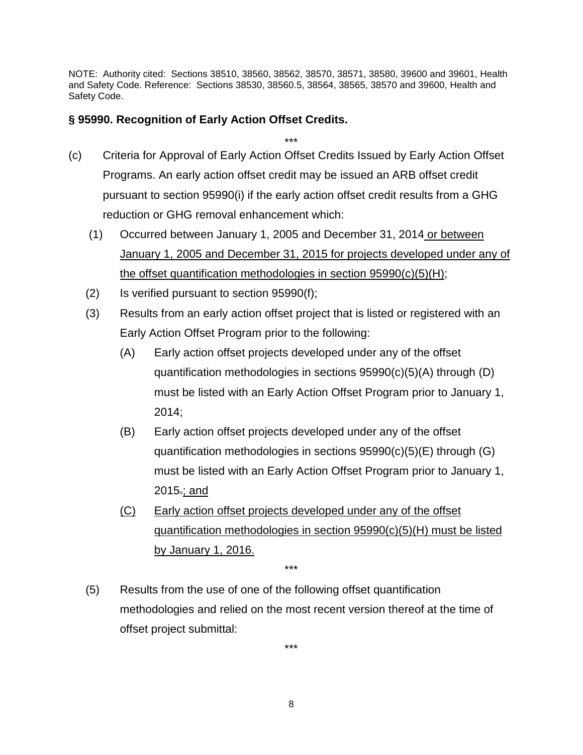NOTE: Authority cited: Sections 38510, 38560, 38562, 38570, 38571, 38580, 39600 and 39601, Health and Safety Code. Reference: Sections 38530, 38560.5, 38564, 38565, 38570 and 39600, Health and Safety Code.

**§ 95990. Recognition of Early Action Offset Credits.**

\*\*\*

(c) Criteria for Approval of Early Action Offset Credits Issued by Early Action Offset Programs. An early action offset credit may be issued an ARB offset credit pursuant to section 95990(i) if the early action offset credit results from a GHG reduction or GHG removal enhancement which:

(1) Occurred between January 1, 2005 and December 31, 2014 <u>or between January 1, 2005 and December 31, 2015 for projects developed under any of the offset quantification methodologies in section 95990(c)(5)(H)</u>;

(2) Is verified pursuant to section 95990(f);

(3) Results from an early action offset project that is listed or registered with an Early Action Offset Program prior to the following:

(A) Early action offset projects developed under any of the offset quantification methodologies in sections 95990(c)(5)(A) through (D) must be listed with an Early Action Offset Program prior to January 1, 2014;

(B) Early action offset projects developed under any of the offset quantification methodologies in sections 95990(c)(5)(E) through (G) must be listed with an Early Action Offset Program prior to January 1, 2015~~.~~<u>; and</u>

<u>(C) Early action offset projects developed under any of the offset quantification methodologies in section 95990(c)(5)(H) must be listed by January 1, 2016.</u>

\*\*\*

(5) Results from the use of one of the following offset quantification methodologies and relied on the most recent version thereof at the time of offset project submittal:

\*\*\*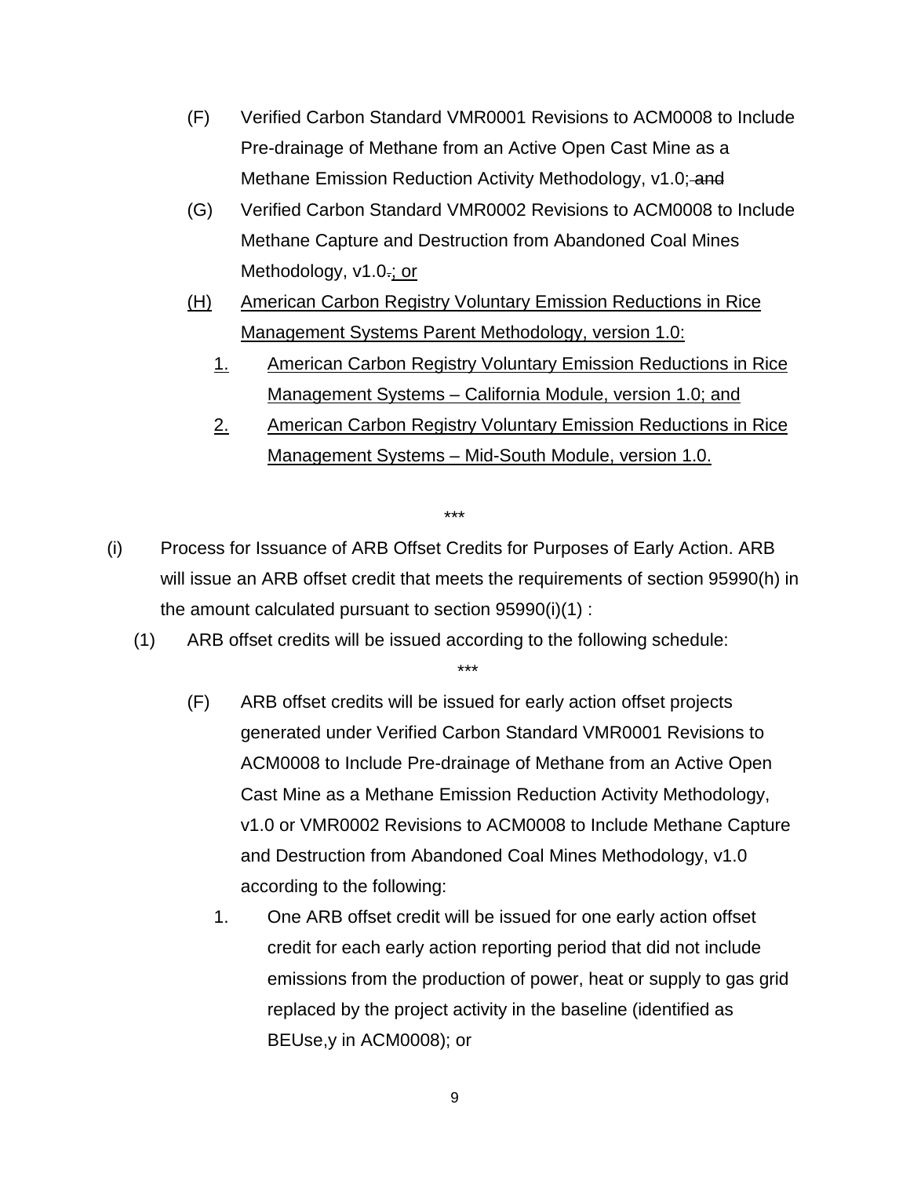(F) Verified Carbon Standard VMR0001 Revisions to ACM0008 to Include Pre-drainage of Methane from an Active Open Cast Mine as a Methane Emission Reduction Activity Methodology, v1.0; ~~and~~

(G) Verified Carbon Standard VMR0002 Revisions to ACM0008 to Include Methane Capture and Destruction from Abandoned Coal Mines Methodology, v1.0~~.~~; or

(H) American Carbon Registry Voluntary Emission Reductions in Rice Management Systems Parent Methodology, version 1.0:

1. American Carbon Registry Voluntary Emission Reductions in Rice Management Systems – California Module, version 1.0; and

2. American Carbon Registry Voluntary Emission Reductions in Rice Management Systems – Mid-South Module, version 1.0.

\*\*\*

(i) Process for Issuance of ARB Offset Credits for Purposes of Early Action. ARB will issue an ARB offset credit that meets the requirements of section 95990(h) in the amount calculated pursuant to section 95990(i)(1) :

(1) ARB offset credits will be issued according to the following schedule:

\*\*\*

(F) ARB offset credits will be issued for early action offset projects generated under Verified Carbon Standard VMR0001 Revisions to ACM0008 to Include Pre-drainage of Methane from an Active Open Cast Mine as a Methane Emission Reduction Activity Methodology, v1.0 or VMR0002 Revisions to ACM0008 to Include Methane Capture and Destruction from Abandoned Coal Mines Methodology, v1.0 according to the following:

1. One ARB offset credit will be issued for one early action offset credit for each early action reporting period that did not include emissions from the production of power, heat or supply to gas grid replaced by the project activity in the baseline (identified as $BE_{Use,y}$ in ACM0008); or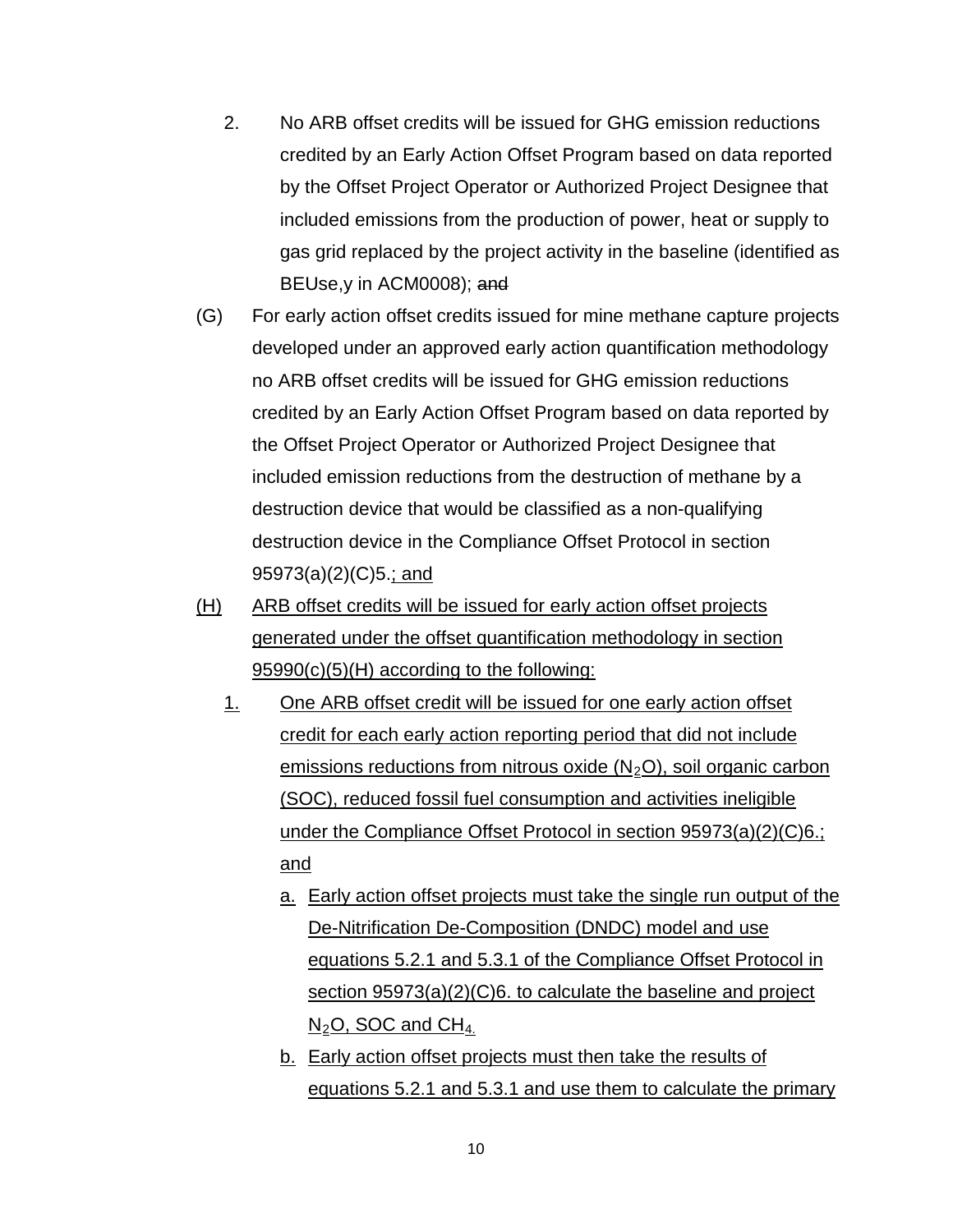2. No ARB offset credits will be issued for GHG emission reductions credited by an Early Action Offset Program based on data reported by the Offset Project Operator or Authorized Project Designee that included emissions from the production of power, heat or supply to gas grid replaced by the project activity in the baseline (identified as BEUse,y in ACM0008); ~~and~~

(G) For early action offset credits issued for mine methane capture projects developed under an approved early action quantification methodology no ARB offset credits will be issued for GHG emission reductions credited by an Early Action Offset Program based on data reported by the Offset Project Operator or Authorized Project Designee that included emission reductions from the destruction of methane by a destruction device that would be classified as a non-qualifying destruction device in the Compliance Offset Protocol in section 95973(a)(2)(C)5.<u>; and</u>

<u>(H)</u> <u>ARB offset credits will be issued for early action offset projects generated under the offset quantification methodology in section 95990(c)(5)(H) according to the following:</u>

<u>1.</u> <u>One ARB offset credit will be issued for one early action offset credit for each early action reporting period that did not include emissions reductions from nitrous oxide ($N_2O$), soil organic carbon (SOC), reduced fossil fuel consumption and activities ineligible under the Compliance Offset Protocol in section 95973(a)(2)(C)6.; and</u>

<u>a.</u> <u>Early action offset projects must take the single run output of the De-Nitrification De-Composition (DNDC) model and use equations 5.2.1 and 5.3.1 of the Compliance Offset Protocol in section 95973(a)(2)(C)6. to calculate the baseline and project $N_2O$, SOC and $CH_4$.</u>

<u>b.</u> <u>Early action offset projects must then take the results of equations 5.2.1 and 5.3.1 and use them to calculate the primary</u>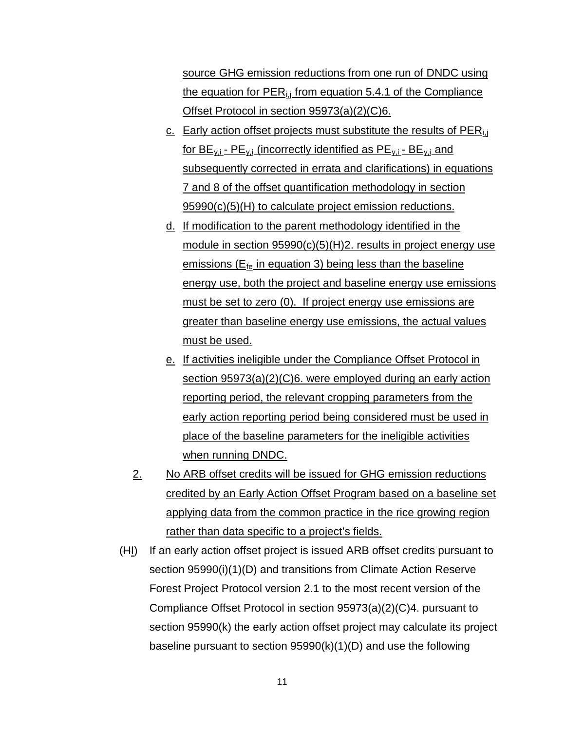source GHG emission reductions from one run of DNDC using the equation for $PER_{i,j}$ from equation 5.4.1 of the Compliance Offset Protocol in section 95973(a)(2)(C)6.

c. Early action offset projects must substitute the results of $PER_{i,j}$ for $BE_{y,i}$ - $PE_{y,i}$ (incorrectly identified as $PE_{y,i}$ - $BE_{y,i}$ and subsequently corrected in errata and clarifications) in equations 7 and 8 of the offset quantification methodology in section 95990(c)(5)(H) to calculate project emission reductions.

d. If modification to the parent methodology identified in the module in section 95990(c)(5)(H)2. results in project energy use emissions ($E_{fe}$ in equation 3) being less than the baseline energy use, both the project and baseline energy use emissions must be set to zero (0). If project energy use emissions are greater than baseline energy use emissions, the actual values must be used.

e. If activities ineligible under the Compliance Offset Protocol in section 95973(a)(2)(C)6. were employed during an early action reporting period, the relevant cropping parameters from the early action reporting period being considered must be used in place of the baseline parameters for the ineligible activities when running DNDC.

2. No ARB offset credits will be issued for GHG emission reductions credited by an Early Action Offset Program based on a baseline set applying data from the common practice in the rice growing region rather than data specific to a project's fields.

(~~H~~I) If an early action offset project is issued ARB offset credits pursuant to section 95990(i)(1)(D) and transitions from Climate Action Reserve Forest Project Protocol version 2.1 to the most recent version of the Compliance Offset Protocol in section 95973(a)(2)(C)4. pursuant to section 95990(k) the early action offset project may calculate its project baseline pursuant to section 95990(k)(1)(D) and use the following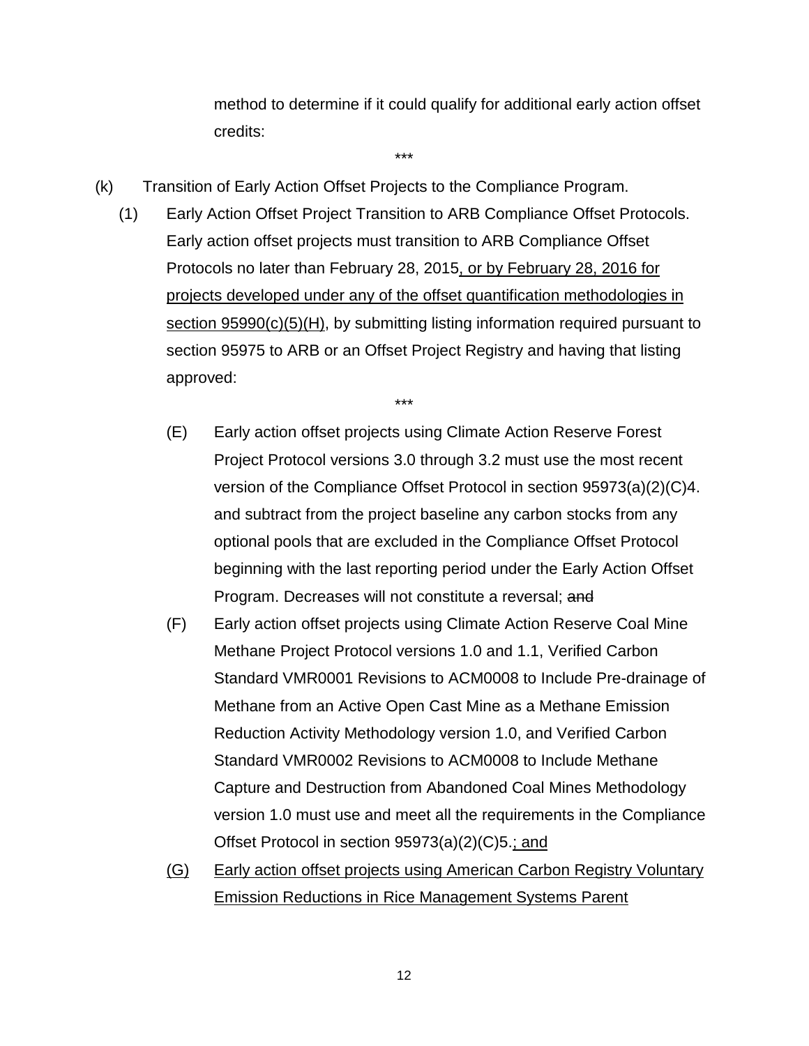method to determine if it could qualify for additional early action offset credits:

***

(k) Transition of Early Action Offset Projects to the Compliance Program.

(1) Early Action Offset Project Transition to ARB Compliance Offset Protocols. Early action offset projects must transition to ARB Compliance Offset Protocols no later than February 28, 2015<u>, or by February 28, 2016 for projects developed under any of the offset quantification methodologies in section 95990(c)(5)(H)</u>, by submitting listing information required pursuant to section 95975 to ARB or an Offset Project Registry and having that listing approved:

***

(E) Early action offset projects using Climate Action Reserve Forest Project Protocol versions 3.0 through 3.2 must use the most recent version of the Compliance Offset Protocol in section 95973(a)(2)(C)4. and subtract from the project baseline any carbon stocks from any optional pools that are excluded in the Compliance Offset Protocol beginning with the last reporting period under the Early Action Offset Program. Decreases will not constitute a reversal; ~~and~~

(F) Early action offset projects using Climate Action Reserve Coal Mine Methane Project Protocol versions 1.0 and 1.1, Verified Carbon Standard VMR0001 Revisions to ACM0008 to Include Pre-drainage of Methane from an Active Open Cast Mine as a Methane Emission Reduction Activity Methodology version 1.0, and Verified Carbon Standard VMR0002 Revisions to ACM0008 to Include Methane Capture and Destruction from Abandoned Coal Mines Methodology version 1.0 must use and meet all the requirements in the Compliance Offset Protocol in section 95973(a)(2)(C)5.<u>; and</u>

<u>(G) Early action offset projects using American Carbon Registry Voluntary Emission Reductions in Rice Management Systems Parent</u>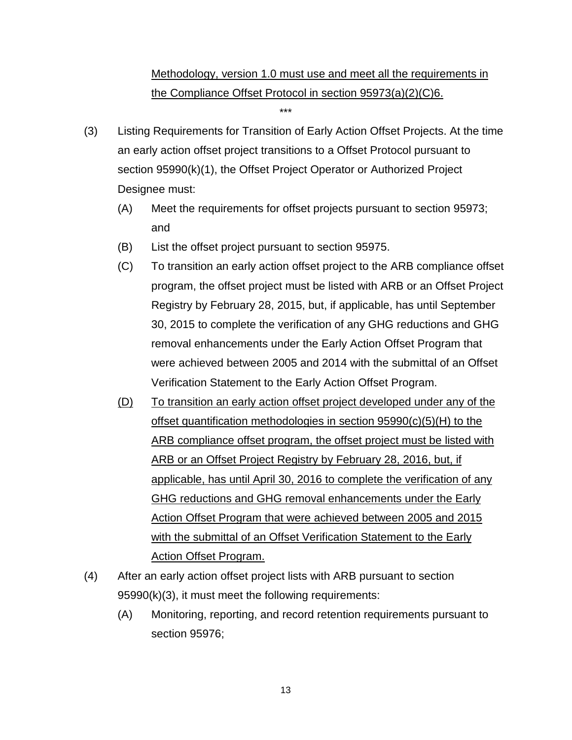<u>Methodology, version 1.0 must use and meet all the requirements in the Compliance Offset Protocol in section 95973(a)(2)(C)6.</u>

\*\*\*

(3) Listing Requirements for Transition of Early Action Offset Projects. At the time an early action offset project transitions to a Offset Protocol pursuant to section 95990(k)(1), the Offset Project Operator or Authorized Project Designee must:

(A) Meet the requirements for offset projects pursuant to section 95973; and

(B) List the offset project pursuant to section 95975.

(C) To transition an early action offset project to the ARB compliance offset program, the offset project must be listed with ARB or an Offset Project Registry by February 28, 2015, but, if applicable, has until September 30, 2015 to complete the verification of any GHG reductions and GHG removal enhancements under the Early Action Offset Program that were achieved between 2005 and 2014 with the submittal of an Offset Verification Statement to the Early Action Offset Program.

<u>(D) To transition an early action offset project developed under any of the offset quantification methodologies in section 95990(c)(5)(H) to the ARB compliance offset program, the offset project must be listed with ARB or an Offset Project Registry by February 28, 2016, but, if applicable, has until April 30, 2016 to complete the verification of any GHG reductions and GHG removal enhancements under the Early Action Offset Program that were achieved between 2005 and 2015 with the submittal of an Offset Verification Statement to the Early Action Offset Program.</u>

(4) After an early action offset project lists with ARB pursuant to section 95990(k)(3), it must meet the following requirements:

(A) Monitoring, reporting, and record retention requirements pursuant to section 95976;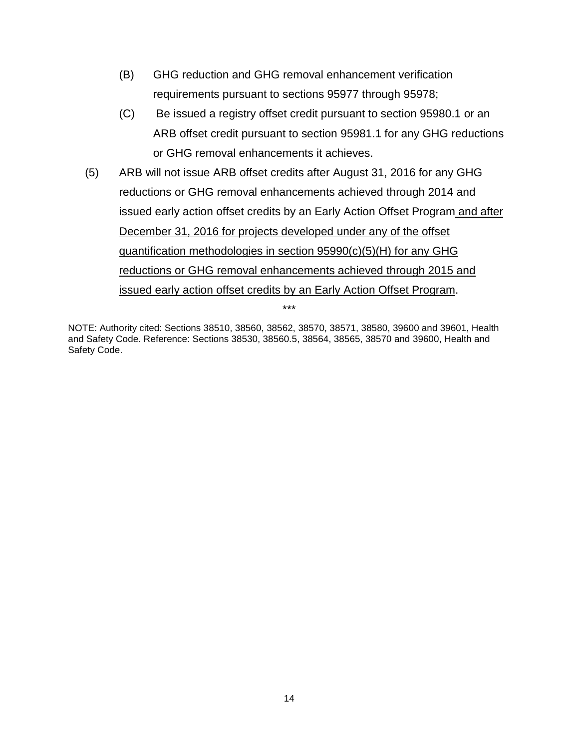(B) GHG reduction and GHG removal enhancement verification requirements pursuant to sections 95977 through 95978;

(C) Be issued a registry offset credit pursuant to section 95980.1 or an ARB offset credit pursuant to section 95981.1 for any GHG reductions or GHG removal enhancements it achieves.

(5) ARB will not issue ARB offset credits after August 31, 2016 for any GHG reductions or GHG removal enhancements achieved through 2014 and issued early action offset credits by an Early Action Offset Program <u>and after December 31, 2016 for projects developed under any of the offset quantification methodologies in section 95990(c)(5)(H) for any GHG reductions or GHG removal enhancements achieved through 2015 and issued early action offset credits by an Early Action Offset Program</u>.

***

NOTE: Authority cited: Sections 38510, 38560, 38562, 38570, 38571, 38580, 39600 and 39601, Health and Safety Code. Reference: Sections 38530, 38560.5, 38564, 38565, 38570 and 39600, Health and Safety Code.